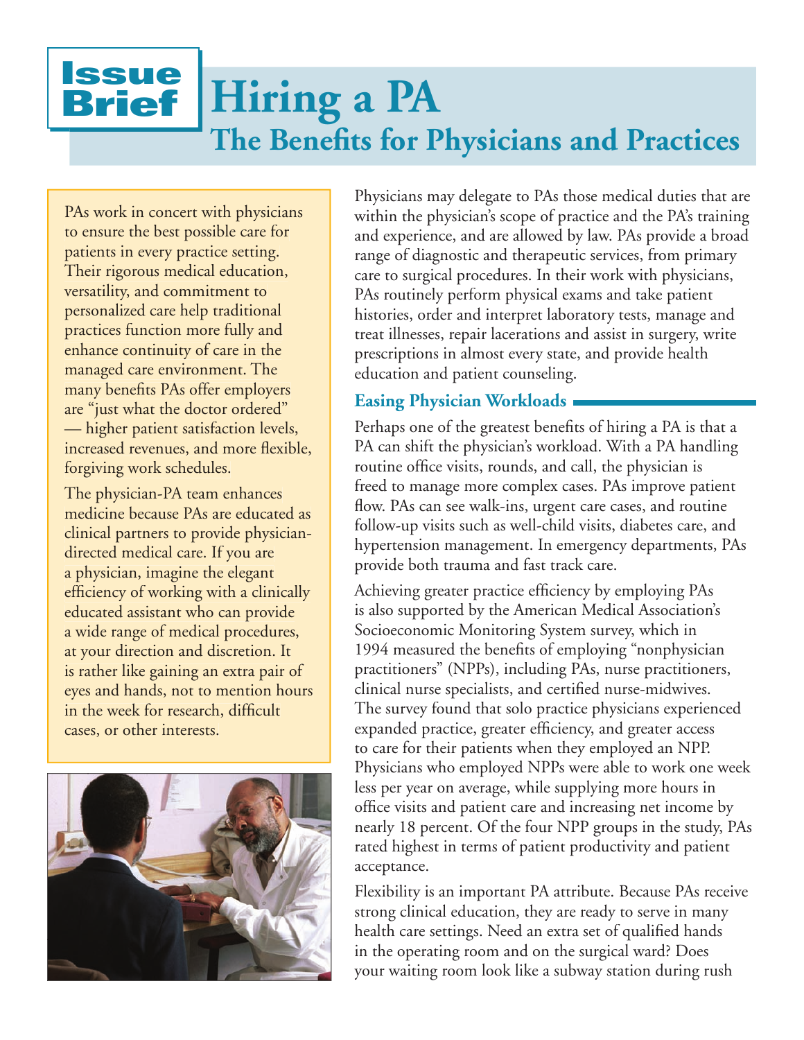# Issue Brief

# Hiring a PA

## The Benefits for Physicians and Practices

PAs work in concert with physicians to ensure the best possible care for patients in every practice setting. Their rigorous medical education, versatility, and commitment to personalized care help traditional practices function more fully and enhance continuity of care in the managed care environment. The many benefits PAs offer employers are "just what the doctor ordered" — higher patient satisfaction levels, increased revenues, and more flexible, forgiving work schedules.

The physician-PA team enhances medicine because PAs are educated as clinical partners to provide physician-directed medical care. If you are a physician, imagine the elegant efficiency of working with a clinically educated assistant who can provide a wide range of medical procedures, at your direction and discretion. It is rather like gaining an extra pair of eyes and hands, not to mention hours in the week for research, difficult cases, or other interests.

Physicians may delegate to PAs those medical duties that are within the physician's scope of practice and the PA's training and experience, and are allowed by law. PAs provide a broad range of diagnostic and therapeutic services, from primary care to surgical procedures. In their work with physicians, PAs routinely perform physical exams and take patient histories, order and interpret laboratory tests, manage and treat illnesses, repair lacerations and assist in surgery, write prescriptions in almost every state, and provide health education and patient counseling.

### Easing Physician Workloads

Perhaps one of the greatest benefits of hiring a PA is that a PA can shift the physician's workload. With a PA handling routine office visits, rounds, and call, the physician is freed to manage more complex cases. PAs improve patient flow. PAs can see walk-ins, urgent care cases, and routine follow-up visits such as well-child visits, diabetes care, and hypertension management. In emergency departments, PAs provide both trauma and fast track care.

Achieving greater practice efficiency by employing PAs is also supported by the American Medical Association's Socioeconomic Monitoring System survey, which in 1994 measured the benefits of employing "nonphysician practitioners" (NPPs), including PAs, nurse practitioners, clinical nurse specialists, and certified nurse-midwives. The survey found that solo practice physicians experienced expanded practice, greater efficiency, and greater access to care for their patients when they employed an NPP. Physicians who employed NPPs were able to work one week less per year on average, while supplying more hours in office visits and patient care and increasing net income by nearly 18 percent. Of the four NPP groups in the study, PAs rated highest in terms of patient productivity and patient acceptance.

Flexibility is an important PA attribute. Because PAs receive strong clinical education, they are ready to serve in many health care settings. Need an extra set of qualified hands in the operating room and on the surgical ward? Does your waiting room look like a subway station during rush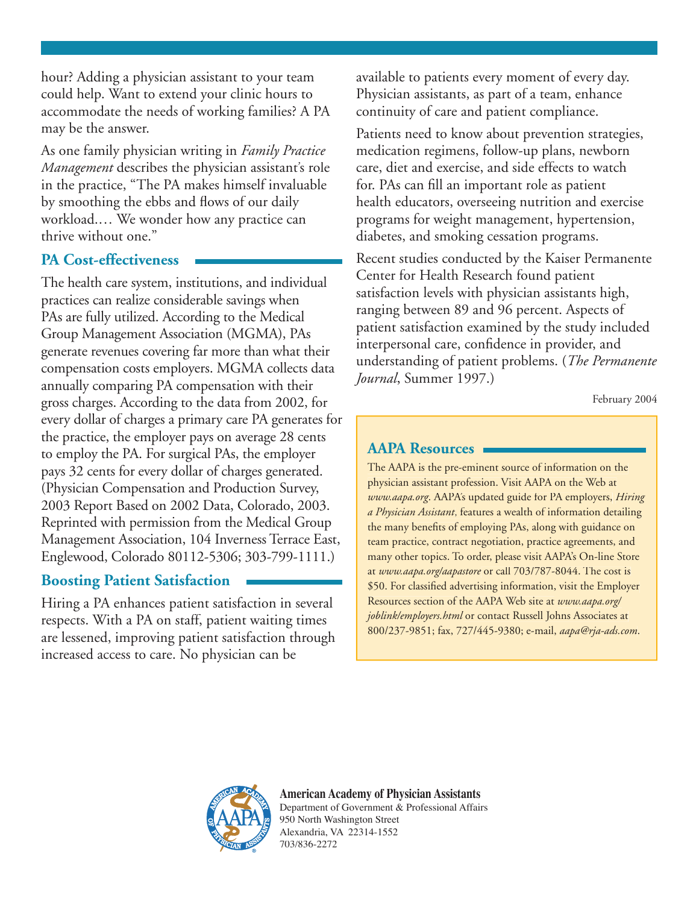hour? Adding a physician assistant to your team could help. Want to extend your clinic hours to accommodate the needs of working families? A PA may be the answer.

As one family physician writing in *Family Practice Management* describes the physician assistant's role in the practice, "The PA makes himself invaluable by smoothing the ebbs and flows of our daily workload.… We wonder how any practice can thrive without one."

## PA Cost-effectiveness

The health care system, institutions, and individual practices can realize considerable savings when PAs are fully utilized. According to the Medical Group Management Association (MGMA), PAs generate revenues covering far more than what their compensation costs employers. MGMA collects data annually comparing PA compensation with their gross charges. According to the data from 2002, for every dollar of charges a primary care PA generates for the practice, the employer pays on average 28 cents to employ the PA. For surgical PAs, the employer pays 32 cents for every dollar of charges generated. (Physician Compensation and Production Survey, 2003 Report Based on 2002 Data, Colorado, 2003. Reprinted with permission from the Medical Group Management Association, 104 Inverness Terrace East, Englewood, Colorado 80112-5306; 303-799-1111.)

## Boosting Patient Satisfaction

Hiring a PA enhances patient satisfaction in several respects. With a PA on staff, patient waiting times are lessened, improving patient satisfaction through increased access to care. No physician can be available to patients every moment of every day. Physician assistants, as part of a team, enhance continuity of care and patient compliance.

Patients need to know about prevention strategies, medication regimens, follow-up plans, newborn care, diet and exercise, and side effects to watch for. PAs can fill an important role as patient health educators, overseeing nutrition and exercise programs for weight management, hypertension, diabetes, and smoking cessation programs.

Recent studies conducted by the Kaiser Permanente Center for Health Research found patient satisfaction levels with physician assistants high, ranging between 89 and 96 percent. Aspects of patient satisfaction examined by the study included interpersonal care, confidence in provider, and understanding of patient problems. (*The Permanente Journal*, Summer 1997.)

February 2004

## AAPA Resources

The AAPA is the pre-eminent source of information on the physician assistant profession. Visit AAPA on the Web at *www.aapa.org*. AAPA's updated guide for PA employers, *Hiring a Physician Assistant,* features a wealth of information detailing the many benefits of employing PAs, along with guidance on team practice, contract negotiation, practice agreements, and many other topics. To order, please visit AAPA's On-line Store at *www.aapa.org/aapastore* or call 703/787-8044. The cost is $50. For classified advertising information, visit the Employer Resources section of the AAPA Web site at *www.aapa.org/joblink/employers.html* or contact Russell Johns Associates at 800/237-9851; fax, 727/445-9380; e-mail, *aapa@rja-ads.com*.

**American Academy of Physician Assistants**
Department of Government & Professional Affairs
950 North Washington Street
Alexandria, VA 22314-1552
703/836-2272